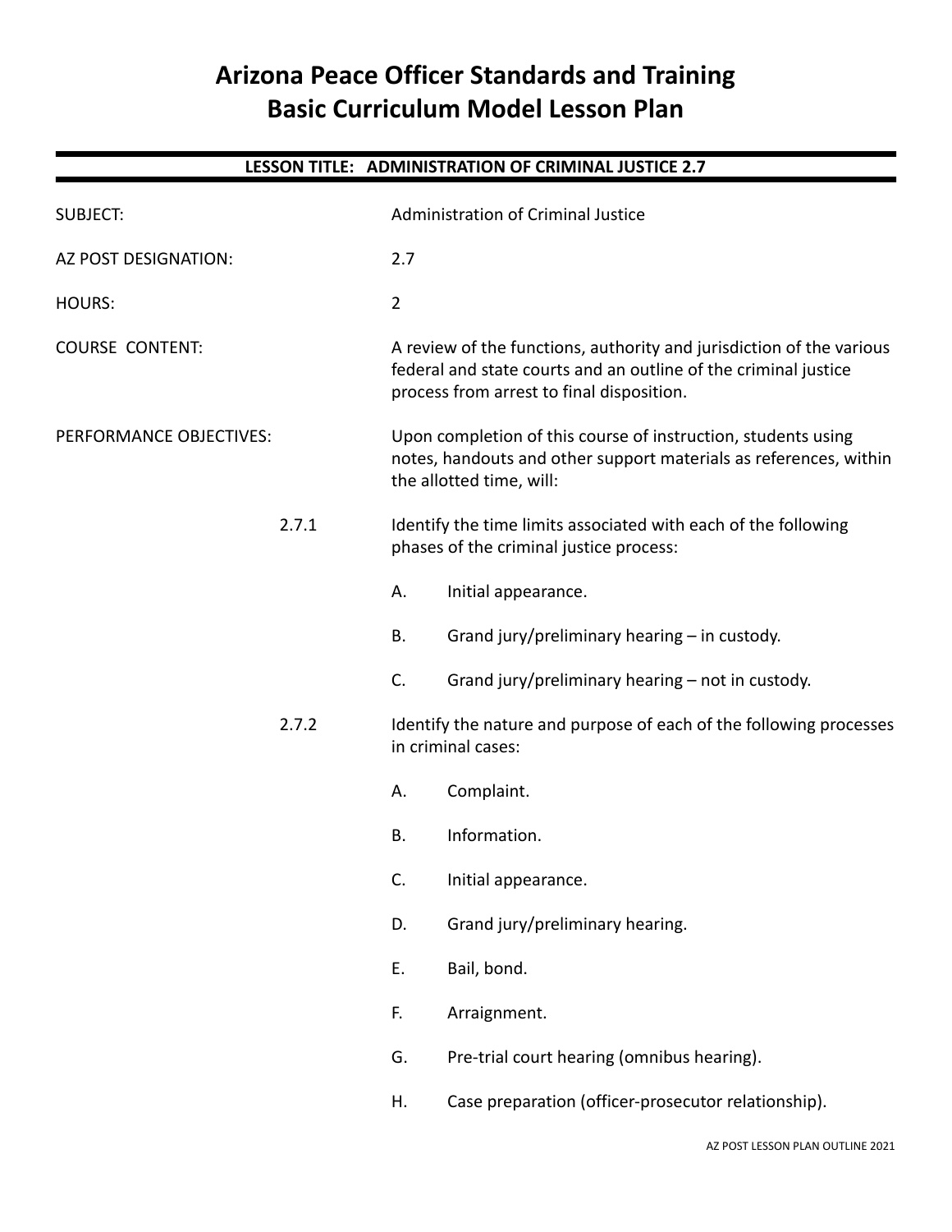# Arizona Peace Officer Standards and Training
# Basic Curriculum Model Lesson Plan

## LESSON TITLE: ADMINISTRATION OF CRIMINAL JUSTICE 2.7

SUBJECT: Administration of Criminal Justice

AZ POST DESIGNATION: 2.7

HOURS: 2

COURSE CONTENT: A review of the functions, authority and jurisdiction of the various federal and state courts and an outline of the criminal justice process from arrest to final disposition.

PERFORMANCE OBJECTIVES: Upon completion of this course of instruction, students using notes, handouts and other support materials as references, within the allotted time, will:

2.7.1 Identify the time limits associated with each of the following phases of the criminal justice process:

- A. Initial appearance.
- B. Grand jury/preliminary hearing – in custody.
- C. Grand jury/preliminary hearing – not in custody.

2.7.2 Identify the nature and purpose of each of the following processes in criminal cases:

- A. Complaint.
- B. Information.
- C. Initial appearance.
- D. Grand jury/preliminary hearing.
- E. Bail, bond.
- F. Arraignment.
- G. Pre-trial court hearing (omnibus hearing).
- H. Case preparation (officer-prosecutor relationship).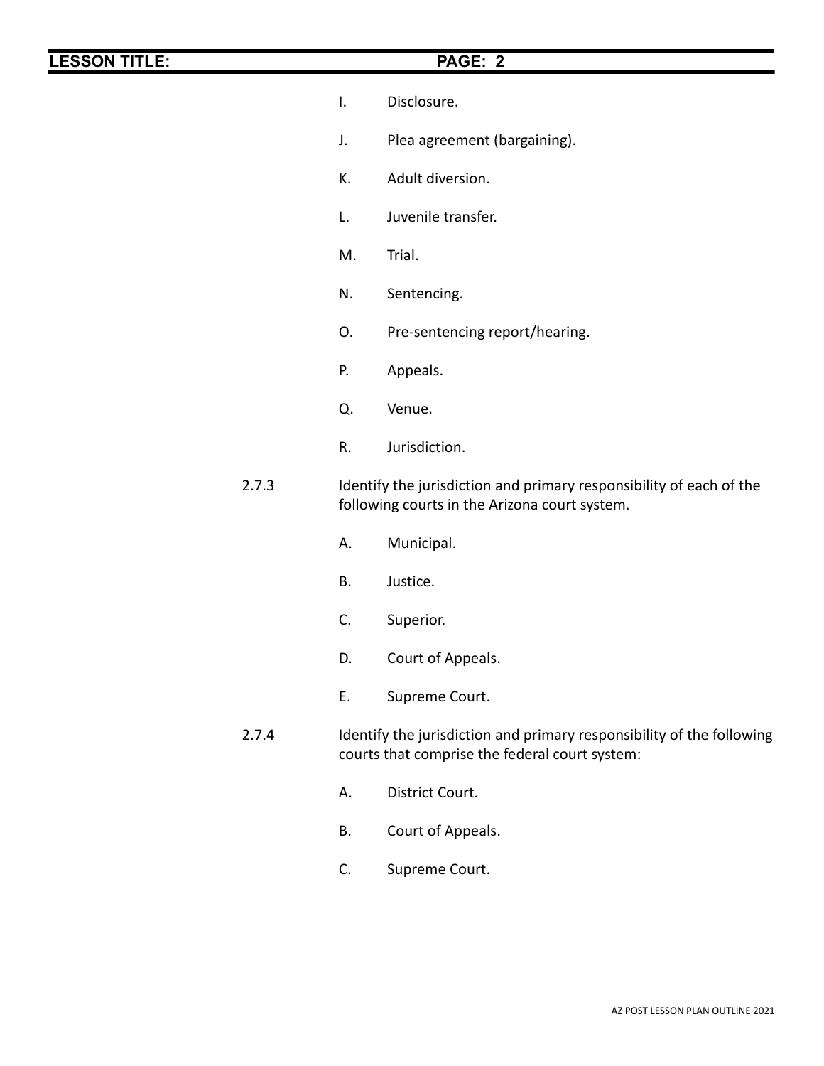I. Disclosure.

J. Plea agreement (bargaining).

K. Adult diversion.

L. Juvenile transfer.

M. Trial.

N. Sentencing.

O. Pre-sentencing report/hearing.

P. Appeals.

Q. Venue.

R. Jurisdiction.

2.7.3 Identify the jurisdiction and primary responsibility of each of the following courts in the Arizona court system.

A. Municipal.

B. Justice.

C. Superior.

D. Court of Appeals.

E. Supreme Court.

2.7.4 Identify the jurisdiction and primary responsibility of the following courts that comprise the federal court system:

A. District Court.

B. Court of Appeals.

C. Supreme Court.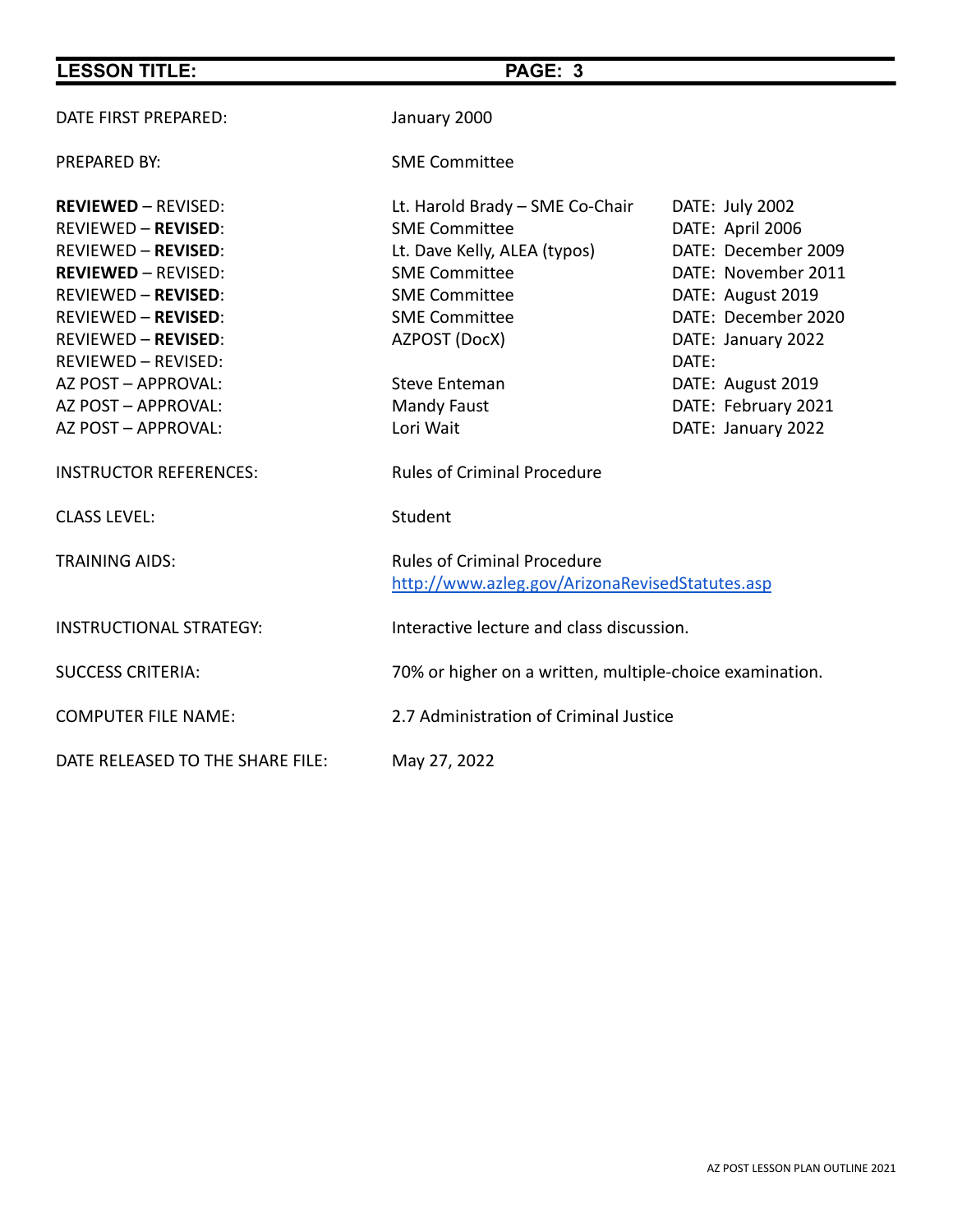| | | |
|---|---|---|
| DATE FIRST PREPARED: | January 2000 | |
| PREPARED BY: | SME Committee | |
| **REVIEWED** – REVISED: | Lt. Harold Brady – SME Co-Chair | DATE: July 2002 |
| REVIEWED – **REVISED**: | SME Committee | DATE: April 2006 |
| REVIEWED – **REVISED**: | Lt. Dave Kelly, ALEA (typos) | DATE: December 2009 |
| **REVIEWED** – REVISED: | SME Committee | DATE: November 2011 |
| REVIEWED – **REVISED**: | SME Committee | DATE: August 2019 |
| REVIEWED – **REVISED**: | SME Committee | DATE: December 2020 |
| REVIEWED – **REVISED**: | AZPOST (DocX) | DATE: January 2022 |
| REVIEWED – REVISED: | | DATE: |
| AZ POST – APPROVAL: | Steve Enteman | DATE: August 2019 |
| AZ POST – APPROVAL: | Mandy Faust | DATE: February 2021 |
| AZ POST – APPROVAL: | Lori Wait | DATE: January 2022 |
| INSTRUCTOR REFERENCES: | Rules of Criminal Procedure | |
| CLASS LEVEL: | Student | |
| TRAINING AIDS: | Rules of Criminal Procedure<br>http://www.azleg.gov/ArizonaRevisedStatutes.asp | |
| INSTRUCTIONAL STRATEGY: | Interactive lecture and class discussion. | |
| SUCCESS CRITERIA: | 70% or higher on a written, multiple-choice examination. | |
| COMPUTER FILE NAME: | 2.7 Administration of Criminal Justice | |
| DATE RELEASED TO THE SHARE FILE: | May 27, 2022 | |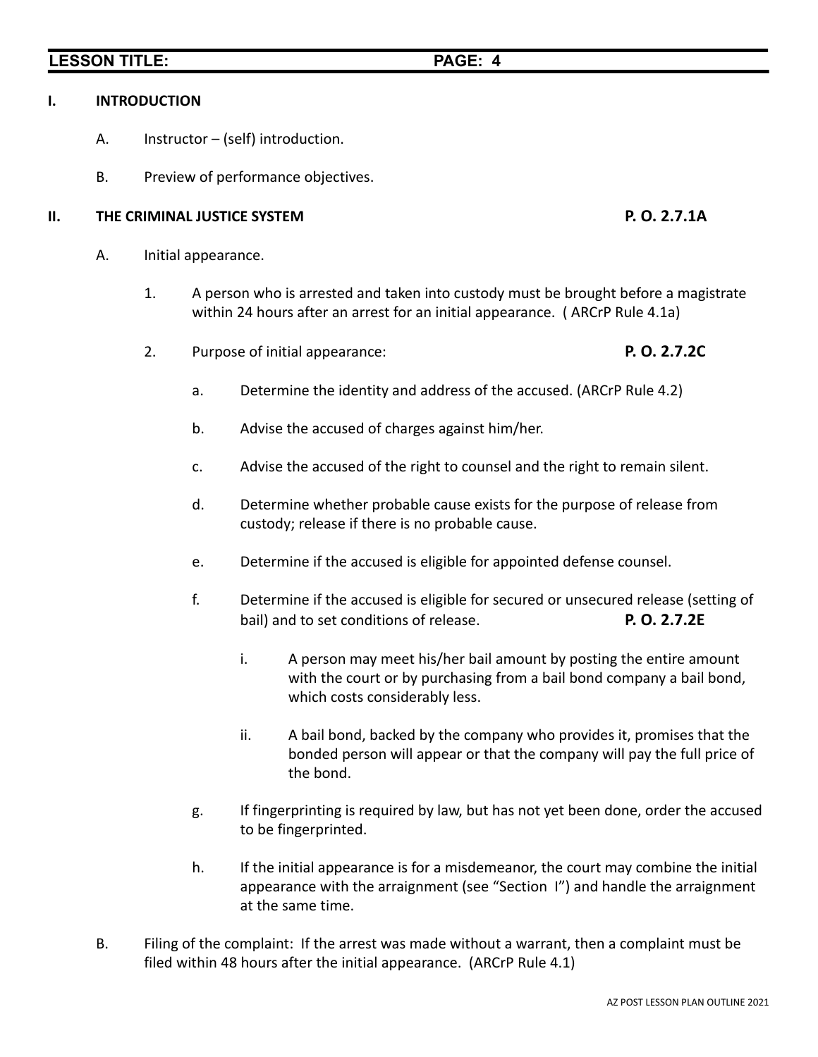## I. INTRODUCTION

A. Instructor – (self) introduction.

B. Preview of performance objectives.

## II. THE CRIMINAL JUSTICE SYSTEM **P. O. 2.7.1A**

A. Initial appearance.

1. A person who is arrested and taken into custody must be brought before a magistrate within 24 hours after an arrest for an initial appearance. ( ARCrP Rule 4.1a)

2. Purpose of initial appearance: **P. O. 2.7.2C**

   a. Determine the identity and address of the accused. (ARCrP Rule 4.2)

   b. Advise the accused of charges against him/her.

   c. Advise the accused of the right to counsel and the right to remain silent.

   d. Determine whether probable cause exists for the purpose of release from custody; release if there is no probable cause.

   e. Determine if the accused is eligible for appointed defense counsel.

   f. Determine if the accused is eligible for secured or unsecured release (setting of bail) and to set conditions of release. **P. O. 2.7.2E**

      i. A person may meet his/her bail amount by posting the entire amount with the court or by purchasing from a bail bond company a bail bond, which costs considerably less.

      ii. A bail bond, backed by the company who provides it, promises that the bonded person will appear or that the company will pay the full price of the bond.

   g. If fingerprinting is required by law, but has not yet been done, order the accused to be fingerprinted.

   h. If the initial appearance is for a misdemeanor, the court may combine the initial appearance with the arraignment (see "Section I") and handle the arraignment at the same time.

B. Filing of the complaint: If the arrest was made without a warrant, then a complaint must be filed within 48 hours after the initial appearance. (ARCrP Rule 4.1)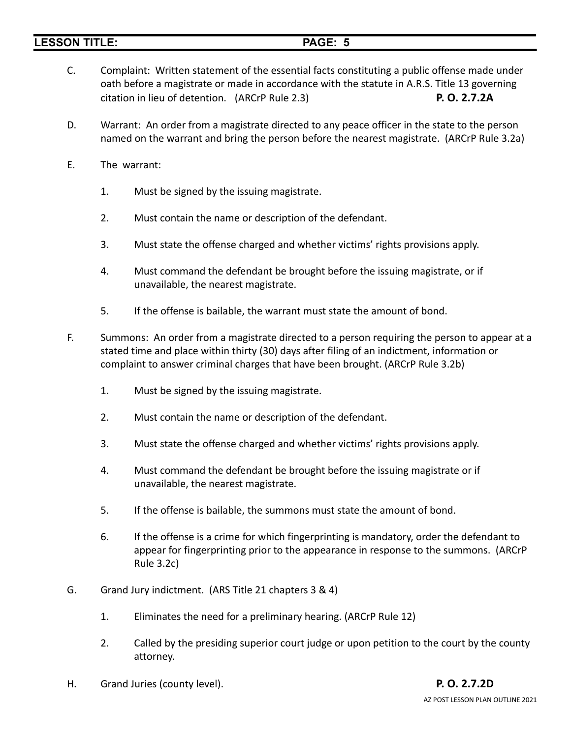C. Complaint: Written statement of the essential facts constituting a public offense made under oath before a magistrate or made in accordance with the statute in A.R.S. Title 13 governing citation in lieu of detention. (ARCrP Rule 2.3) **P. O. 2.7.2A**

D. Warrant: An order from a magistrate directed to any peace officer in the state to the person named on the warrant and bring the person before the nearest magistrate. (ARCrP Rule 3.2a)

E. The warrant:

   1. Must be signed by the issuing magistrate.

   2. Must contain the name or description of the defendant.

   3. Must state the offense charged and whether victims' rights provisions apply.

   4. Must command the defendant be brought before the issuing magistrate, or if unavailable, the nearest magistrate.

   5. If the offense is bailable, the warrant must state the amount of bond.

F. Summons: An order from a magistrate directed to a person requiring the person to appear at a stated time and place within thirty (30) days after filing of an indictment, information or complaint to answer criminal charges that have been brought. (ARCrP Rule 3.2b)

   1. Must be signed by the issuing magistrate.

   2. Must contain the name or description of the defendant.

   3. Must state the offense charged and whether victims' rights provisions apply.

   4. Must command the defendant be brought before the issuing magistrate or if unavailable, the nearest magistrate.

   5. If the offense is bailable, the summons must state the amount of bond.

   6. If the offense is a crime for which fingerprinting is mandatory, order the defendant to appear for fingerprinting prior to the appearance in response to the summons. (ARCrP Rule 3.2c)

G. Grand Jury indictment. (ARS Title 21 chapters 3 & 4)

   1. Eliminates the need for a preliminary hearing. (ARCrP Rule 12)

   2. Called by the presiding superior court judge or upon petition to the court by the county attorney.

H. Grand Juries (county level). **P. O. 2.7.2D**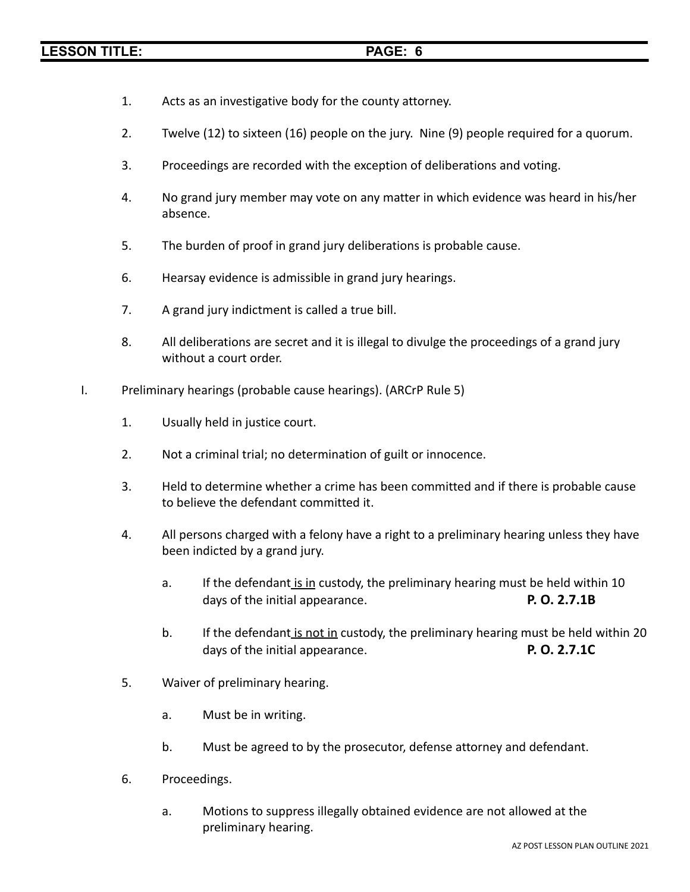1. Acts as an investigative body for the county attorney.

2. Twelve (12) to sixteen (16) people on the jury. Nine (9) people required for a quorum.

3. Proceedings are recorded with the exception of deliberations and voting.

4. No grand jury member may vote on any matter in which evidence was heard in his/her absence.

5. The burden of proof in grand jury deliberations is probable cause.

6. Hearsay evidence is admissible in grand jury hearings.

7. A grand jury indictment is called a true bill.

8. All deliberations are secret and it is illegal to divulge the proceedings of a grand jury without a court order.

I. Preliminary hearings (probable cause hearings). (ARCrP Rule 5)

   1. Usually held in justice court.

   2. Not a criminal trial; no determination of guilt or innocence.

   3. Held to determine whether a crime has been committed and if there is probable cause to believe the defendant committed it.

   4. All persons charged with a felony have a right to a preliminary hearing unless they have been indicted by a grand jury.

      a. If the defendant <u>is in</u> custody, the preliminary hearing must be held within 10 days of the initial appearance. **P. O. 2.7.1B**

      b. If the defendant <u>is not in</u> custody, the preliminary hearing must be held within 20 days of the initial appearance. **P. O. 2.7.1C**

   5. Waiver of preliminary hearing.

      a. Must be in writing.

      b. Must be agreed to by the prosecutor, defense attorney and defendant.

   6. Proceedings.

      a. Motions to suppress illegally obtained evidence are not allowed at the preliminary hearing.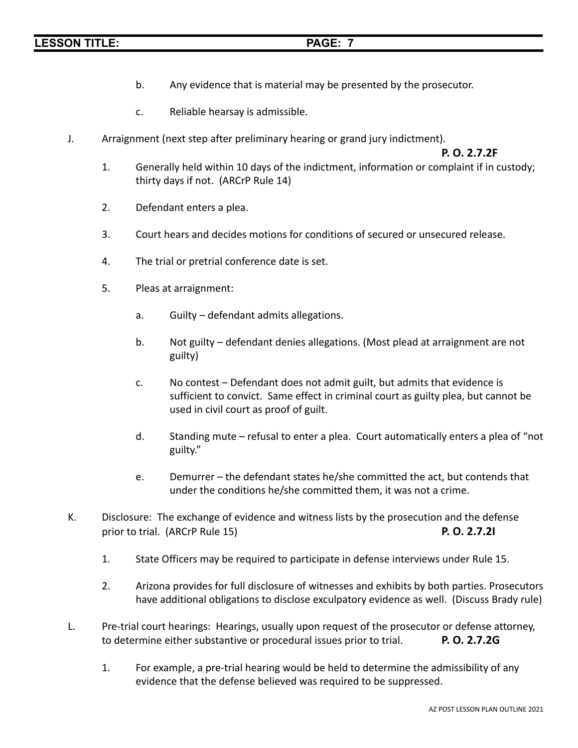b. Any evidence that is material may be presented by the prosecutor.

c. Reliable hearsay is admissible.

J. Arraignment (next step after preliminary hearing or grand jury indictment). **P. O. 2.7.2F**

1. Generally held within 10 days of the indictment, information or complaint if in custody; thirty days if not. (ARCrP Rule 14)

2. Defendant enters a plea.

3. Court hears and decides motions for conditions of secured or unsecured release.

4. The trial or pretrial conference date is set.

5. Pleas at arraignment:

   a. Guilty – defendant admits allegations.

   b. Not guilty – defendant denies allegations. (Most plead at arraignment are not guilty)

   c. No contest – Defendant does not admit guilt, but admits that evidence is sufficient to convict. Same effect in criminal court as guilty plea, but cannot be used in civil court as proof of guilt.

   d. Standing mute – refusal to enter a plea. Court automatically enters a plea of "not guilty."

   e. Demurrer – the defendant states he/she committed the act, but contends that under the conditions he/she committed them, it was not a crime.

K. Disclosure: The exchange of evidence and witness lists by the prosecution and the defense prior to trial. (ARCrP Rule 15) **P. O. 2.7.2I**

1. State Officers may be required to participate in defense interviews under Rule 15.

2. Arizona provides for full disclosure of witnesses and exhibits by both parties. Prosecutors have additional obligations to disclose exculpatory evidence as well. (Discuss Brady rule)

L. Pre-trial court hearings: Hearings, usually upon request of the prosecutor or defense attorney, to determine either substantive or procedural issues prior to trial. **P. O. 2.7.2G**

1. For example, a pre-trial hearing would be held to determine the admissibility of any evidence that the defense believed was required to be suppressed.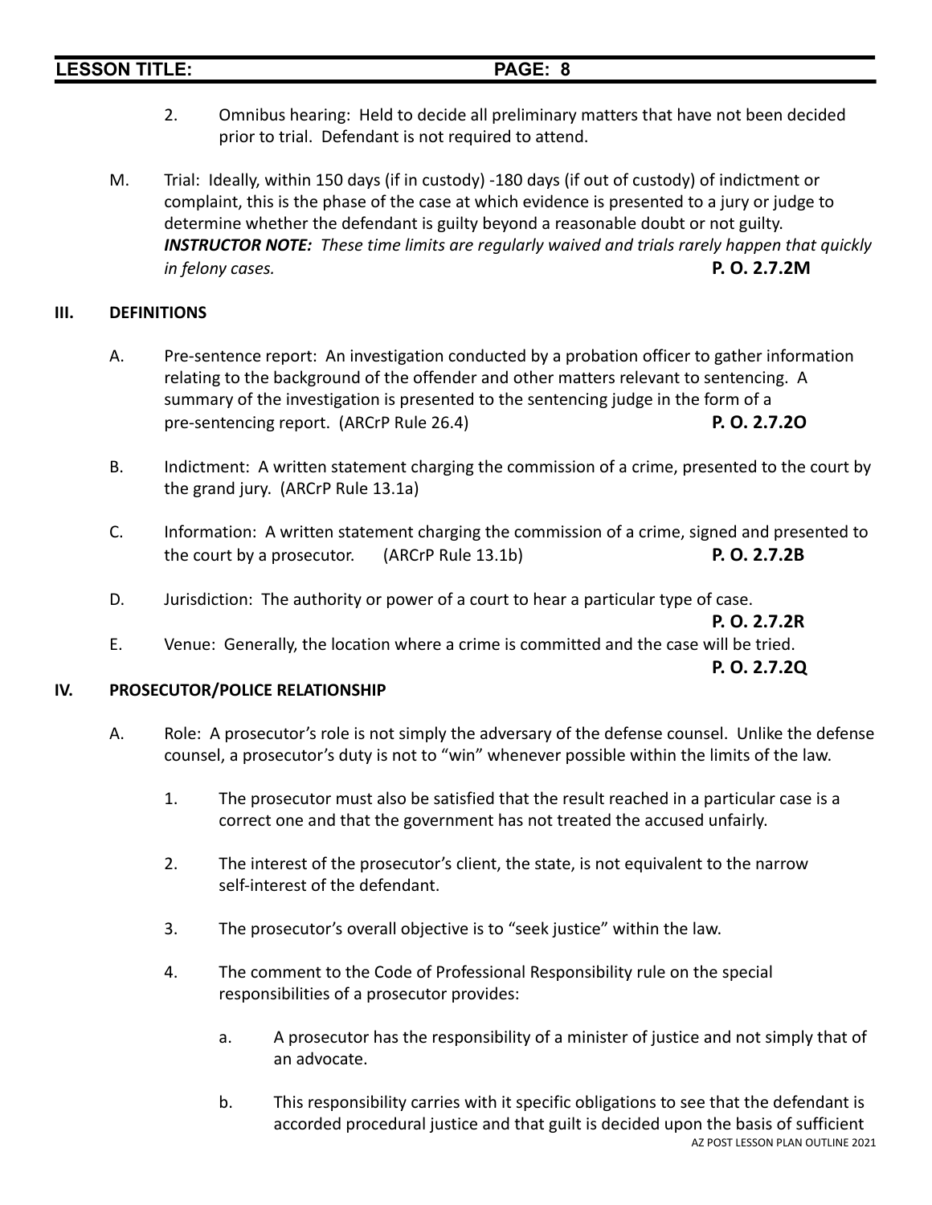2. Omnibus hearing: Held to decide all preliminary matters that have not been decided prior to trial. Defendant is not required to attend.

M. Trial: Ideally, within 150 days (if in custody) -180 days (if out of custody) of indictment or complaint, this is the phase of the case at which evidence is presented to a jury or judge to determine whether the defendant is guilty beyond a reasonable doubt or not guilty. ***INSTRUCTOR NOTE:*** *These time limits are regularly waived and trials rarely happen that quickly in felony cases.* **P. O. 2.7.2M**

## III. DEFINITIONS

A. Pre-sentence report: An investigation conducted by a probation officer to gather information relating to the background of the offender and other matters relevant to sentencing. A summary of the investigation is presented to the sentencing judge in the form of a pre-sentencing report. (ARCrP Rule 26.4) **P. O. 2.7.2O**

B. Indictment: A written statement charging the commission of a crime, presented to the court by the grand jury. (ARCrP Rule 13.1a)

C. Information: A written statement charging the commission of a crime, signed and presented to the court by a prosecutor. (ARCrP Rule 13.1b) **P. O. 2.7.2B**

D. Jurisdiction: The authority or power of a court to hear a particular type of case. **P. O. 2.7.2R**

E. Venue: Generally, the location where a crime is committed and the case will be tried. **P. O. 2.7.2Q**

## IV. PROSECUTOR/POLICE RELATIONSHIP

A. Role: A prosecutor's role is not simply the adversary of the defense counsel. Unlike the defense counsel, a prosecutor's duty is not to "win" whenever possible within the limits of the law.

1. The prosecutor must also be satisfied that the result reached in a particular case is a correct one and that the government has not treated the accused unfairly.

2. The interest of the prosecutor's client, the state, is not equivalent to the narrow self-interest of the defendant.

3. The prosecutor's overall objective is to "seek justice" within the law.

4. The comment to the Code of Professional Responsibility rule on the special responsibilities of a prosecutor provides:

   a. A prosecutor has the responsibility of a minister of justice and not simply that of an advocate.

   b. This responsibility carries with it specific obligations to see that the defendant is accorded procedural justice and that guilt is decided upon the basis of sufficient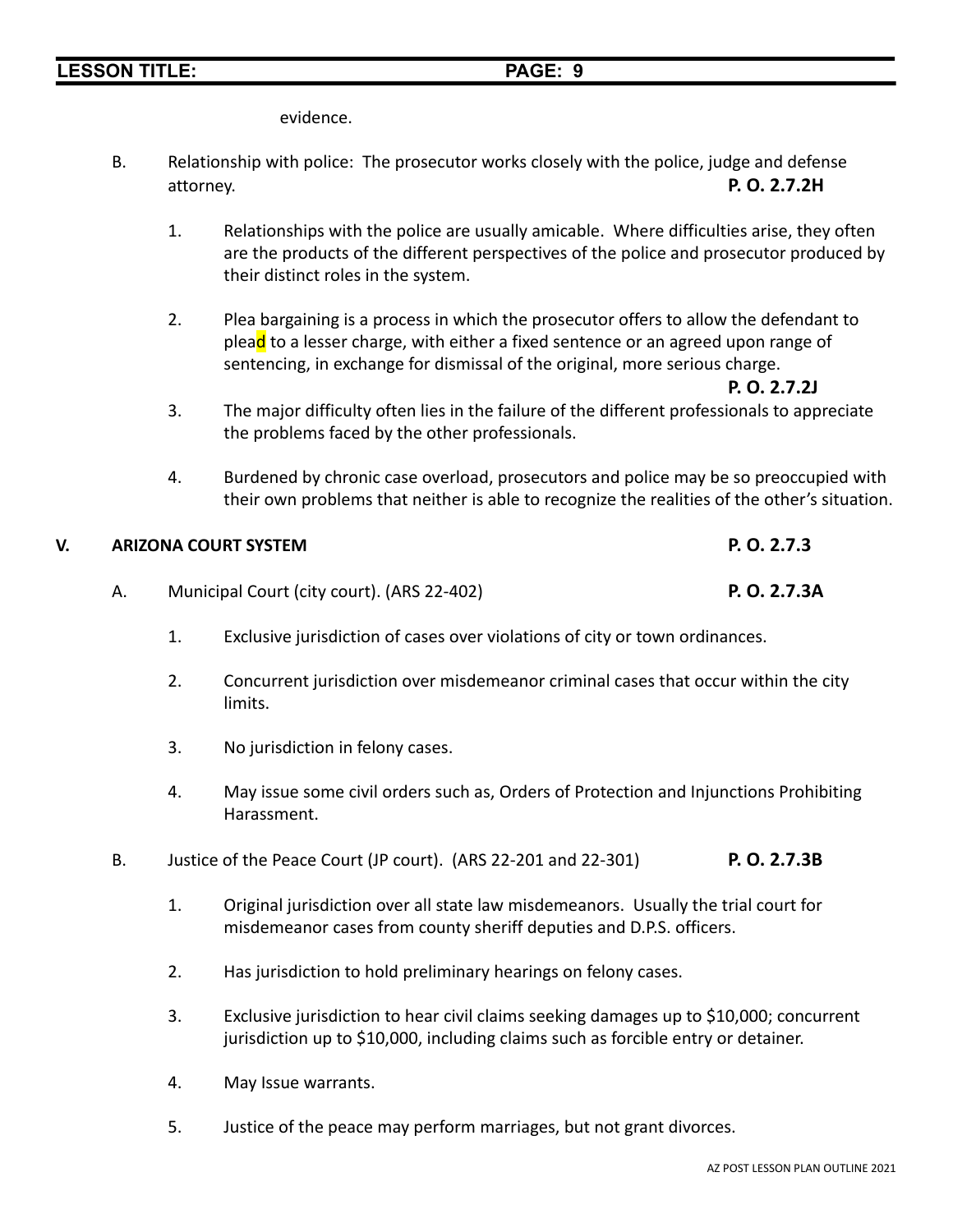evidence.

B. Relationship with police: The prosecutor works closely with the police, judge and defense attorney. **P. O. 2.7.2H**

1. Relationships with the police are usually amicable. Where difficulties arise, they often are the products of the different perspectives of the police and prosecutor produced by their distinct roles in the system.

2. Plea bargaining is a process in which the prosecutor offers to allow the defendant to plead to a lesser charge, with either a fixed sentence or an agreed upon range of sentencing, in exchange for dismissal of the original, more serious charge. **P. O. 2.7.2J**

3. The major difficulty often lies in the failure of the different professionals to appreciate the problems faced by the other professionals.

4. Burdened by chronic case overload, prosecutors and police may be so preoccupied with their own problems that neither is able to recognize the realities of the other's situation.

## V. ARIZONA COURT SYSTEM **P. O. 2.7.3**

A. Municipal Court (city court). (ARS 22-402) **P. O. 2.7.3A**

1. Exclusive jurisdiction of cases over violations of city or town ordinances.

2. Concurrent jurisdiction over misdemeanor criminal cases that occur within the city limits.

3. No jurisdiction in felony cases.

4. May issue some civil orders such as, Orders of Protection and Injunctions Prohibiting Harassment.

B. Justice of the Peace Court (JP court). (ARS 22-201 and 22-301) **P. O. 2.7.3B**

1. Original jurisdiction over all state law misdemeanors. Usually the trial court for misdemeanor cases from county sheriff deputies and D.P.S. officers.

2. Has jurisdiction to hold preliminary hearings on felony cases.

3. Exclusive jurisdiction to hear civil claims seeking damages up to $10,000; concurrent jurisdiction up to $10,000, including claims such as forcible entry or detainer.

4. May Issue warrants.

5. Justice of the peace may perform marriages, but not grant divorces.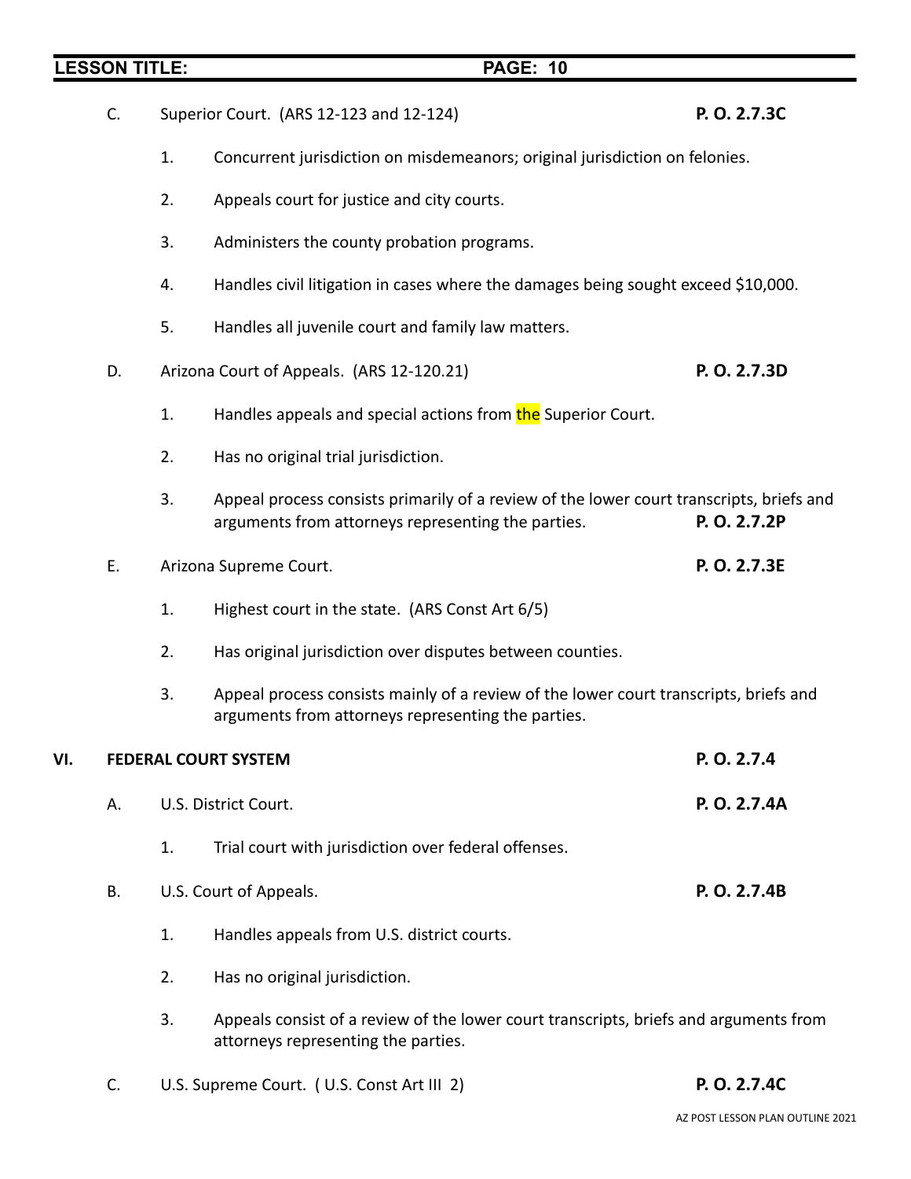C. Superior Court. (ARS 12-123 and 12-124) **P. O. 2.7.3C**

1. Concurrent jurisdiction on misdemeanors; original jurisdiction on felonies.
2. Appeals court for justice and city courts.
3. Administers the county probation programs.
4. Handles civil litigation in cases where the damages being sought exceed $10,000.
5. Handles all juvenile court and family law matters.

D. Arizona Court of Appeals. (ARS 12-120.21) **P. O. 2.7.3D**

1. Handles appeals and special actions from the Superior Court.
2. Has no original trial jurisdiction.
3. Appeal process consists primarily of a review of the lower court transcripts, briefs and arguments from attorneys representing the parties. **P. O. 2.7.2P**

E. Arizona Supreme Court. **P. O. 2.7.3E**

1. Highest court in the state. (ARS Const Art 6/5)
2. Has original jurisdiction over disputes between counties.
3. Appeal process consists mainly of a review of the lower court transcripts, briefs and arguments from attorneys representing the parties.

## VI. FEDERAL COURT SYSTEM **P. O. 2.7.4**

A. U.S. District Court. **P. O. 2.7.4A**

1. Trial court with jurisdiction over federal offenses.

B. U.S. Court of Appeals. **P. O. 2.7.4B**

1. Handles appeals from U.S. district courts.
2. Has no original jurisdiction.
3. Appeals consist of a review of the lower court transcripts, briefs and arguments from attorneys representing the parties.

C. U.S. Supreme Court. ( U.S. Const Art III 2) **P. O. 2.7.4C**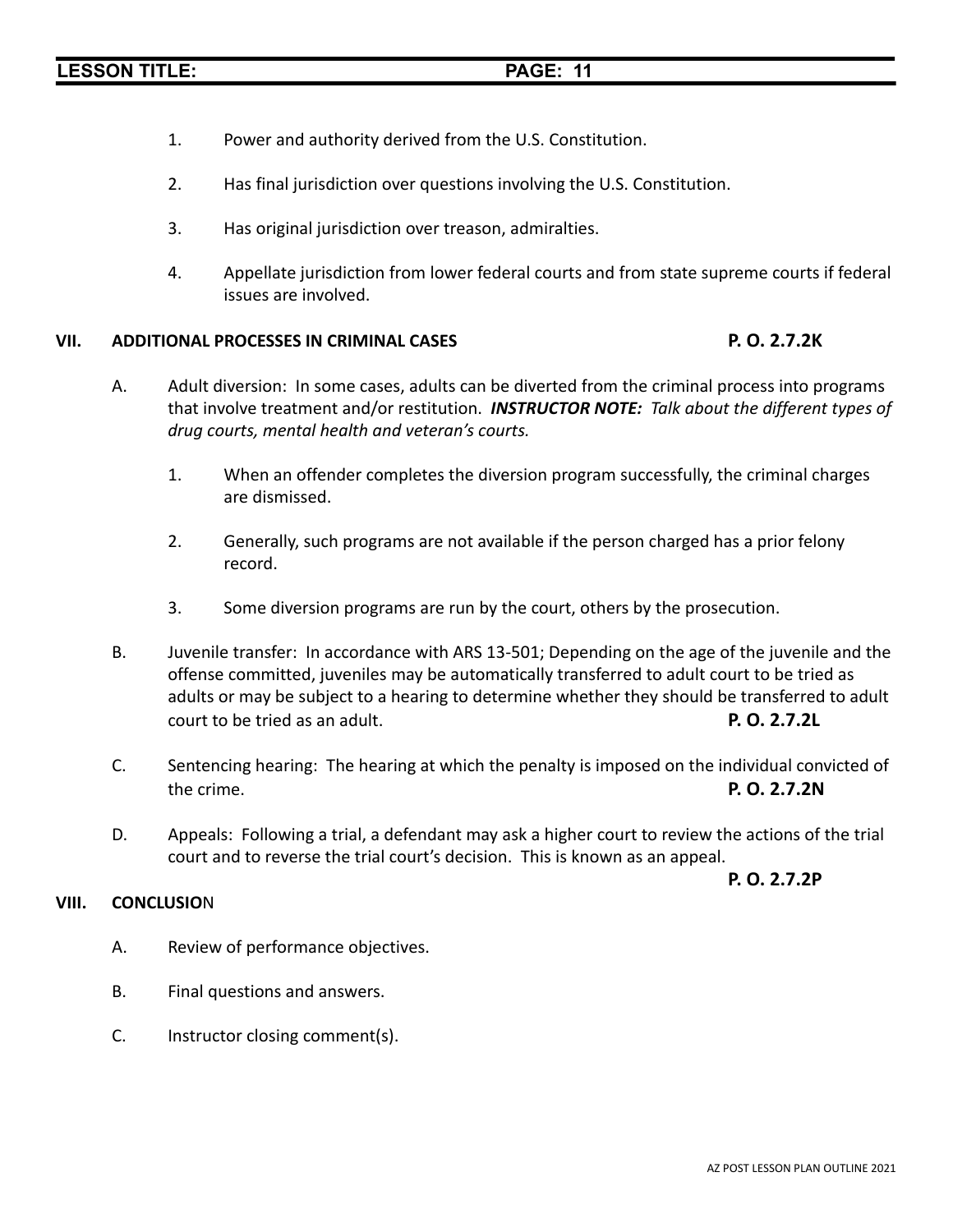1. Power and authority derived from the U.S. Constitution.

2. Has final jurisdiction over questions involving the U.S. Constitution.

3. Has original jurisdiction over treason, admiralties.

4. Appellate jurisdiction from lower federal courts and from state supreme courts if federal issues are involved.

## VII. ADDITIONAL PROCESSES IN CRIMINAL CASES **P. O. 2.7.2K**

A. Adult diversion: In some cases, adults can be diverted from the criminal process into programs that involve treatment and/or restitution. ***INSTRUCTOR NOTE:*** *Talk about the different types of drug courts, mental health and veteran's courts.*

   1. When an offender completes the diversion program successfully, the criminal charges are dismissed.

   2. Generally, such programs are not available if the person charged has a prior felony record.

   3. Some diversion programs are run by the court, others by the prosecution.

B. Juvenile transfer: In accordance with ARS 13-501; Depending on the age of the juvenile and the offense committed, juveniles may be automatically transferred to adult court to be tried as adults or may be subject to a hearing to determine whether they should be transferred to adult court to be tried as an adult. **P. O. 2.7.2L**

C. Sentencing hearing: The hearing at which the penalty is imposed on the individual convicted of the crime. **P. O. 2.7.2N**

D. Appeals: Following a trial, a defendant may ask a higher court to review the actions of the trial court and to reverse the trial court's decision. This is known as an appeal. **P. O. 2.7.2P**

## VIII. CONCLUSION

A. Review of performance objectives.

B. Final questions and answers.

C. Instructor closing comment(s).